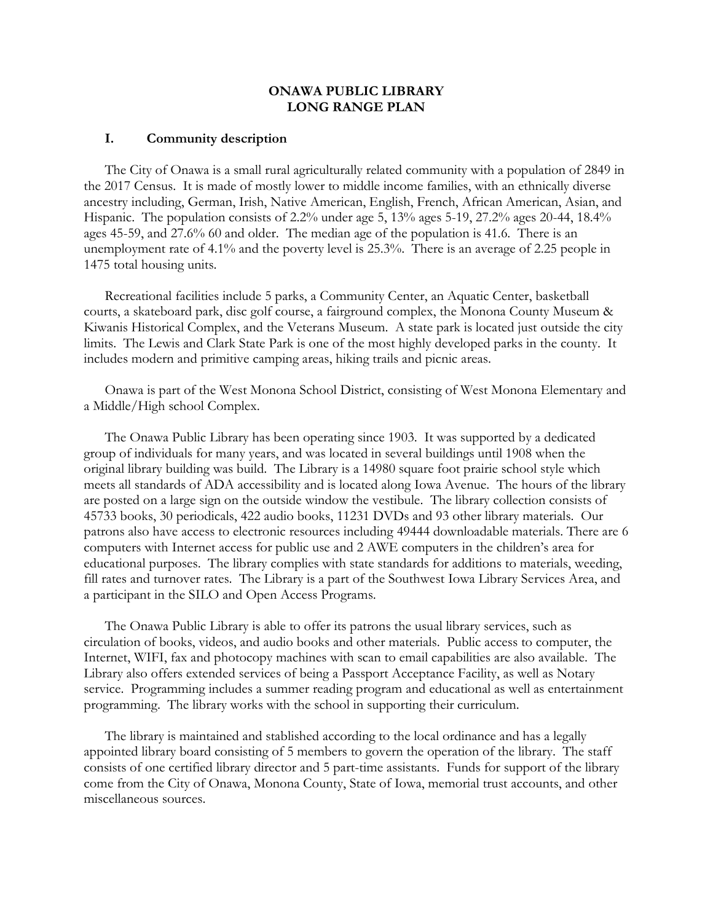# ONAWA PUBLIC LIBRARY
# LONG RANGE PLAN

## I. Community description

The City of Onawa is a small rural agriculturally related community with a population of 2849 in the 2017 Census. It is made of mostly lower to middle income families, with an ethnically diverse ancestry including, German, Irish, Native American, English, French, African American, Asian, and Hispanic. The population consists of 2.2% under age 5, 13% ages 5-19, 27.2% ages 20-44, 18.4% ages 45-59, and 27.6% 60 and older. The median age of the population is 41.6. There is an unemployment rate of 4.1% and the poverty level is 25.3%. There is an average of 2.25 people in 1475 total housing units.

Recreational facilities include 5 parks, a Community Center, an Aquatic Center, basketball courts, a skateboard park, disc golf course, a fairground complex, the Monona County Museum & Kiwanis Historical Complex, and the Veterans Museum. A state park is located just outside the city limits. The Lewis and Clark State Park is one of the most highly developed parks in the county. It includes modern and primitive camping areas, hiking trails and picnic areas.

Onawa is part of the West Monona School District, consisting of West Monona Elementary and a Middle/High school Complex.

The Onawa Public Library has been operating since 1903. It was supported by a dedicated group of individuals for many years, and was located in several buildings until 1908 when the original library building was build. The Library is a 14980 square foot prairie school style which meets all standards of ADA accessibility and is located along Iowa Avenue. The hours of the library are posted on a large sign on the outside window the vestibule. The library collection consists of 45733 books, 30 periodicals, 422 audio books, 11231 DVDs and 93 other library materials. Our patrons also have access to electronic resources including 49444 downloadable materials. There are 6 computers with Internet access for public use and 2 AWE computers in the children's area for educational purposes. The library complies with state standards for additions to materials, weeding, fill rates and turnover rates. The Library is a part of the Southwest Iowa Library Services Area, and a participant in the SILO and Open Access Programs.

The Onawa Public Library is able to offer its patrons the usual library services, such as circulation of books, videos, and audio books and other materials. Public access to computer, the Internet, WIFI, fax and photocopy machines with scan to email capabilities are also available. The Library also offers extended services of being a Passport Acceptance Facility, as well as Notary service. Programming includes a summer reading program and educational as well as entertainment programming. The library works with the school in supporting their curriculum.

The library is maintained and stablished according to the local ordinance and has a legally appointed library board consisting of 5 members to govern the operation of the library. The staff consists of one certified library director and 5 part-time assistants. Funds for support of the library come from the City of Onawa, Monona County, State of Iowa, memorial trust accounts, and other miscellaneous sources.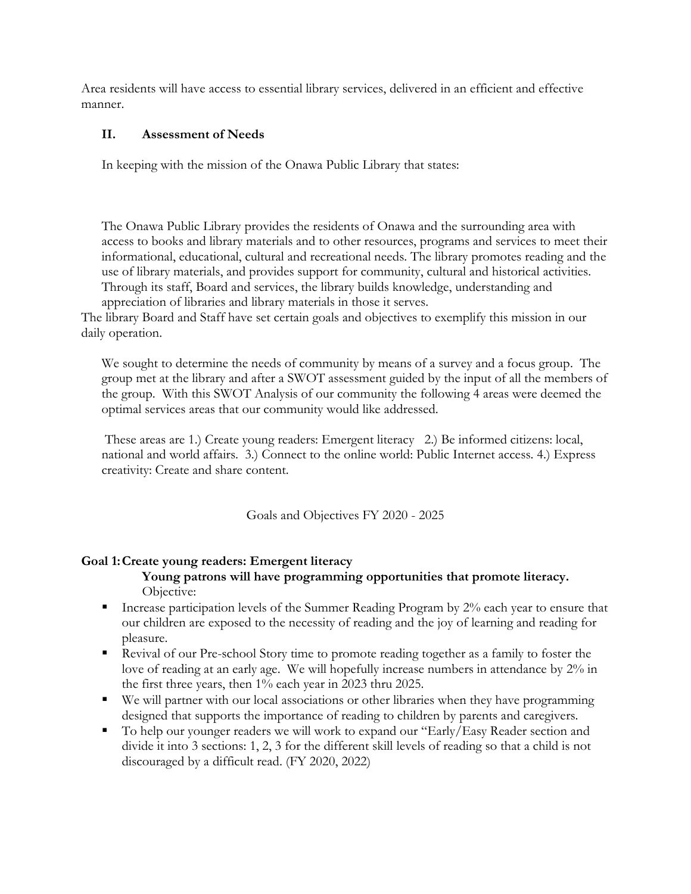Area residents will have access to essential library services, delivered in an efficient and effective manner.

## II. Assessment of Needs

In keeping with the mission of the Onawa Public Library that states:

The Onawa Public Library provides the residents of Onawa and the surrounding area with access to books and library materials and to other resources, programs and services to meet their informational, educational, cultural and recreational needs. The library promotes reading and the use of library materials, and provides support for community, cultural and historical activities. Through its staff, Board and services, the library builds knowledge, understanding and appreciation of libraries and library materials in those it serves.

The library Board and Staff have set certain goals and objectives to exemplify this mission in our daily operation.

We sought to determine the needs of community by means of a survey and a focus group. The group met at the library and after a SWOT assessment guided by the input of all the members of the group. With this SWOT Analysis of our community the following 4 areas were deemed the optimal services areas that our community would like addressed.

These areas are 1.) Create young readers: Emergent literacy 2.) Be informed citizens: local, national and world affairs. 3.) Connect to the online world: Public Internet access. 4.) Express creativity: Create and share content.

Goals and Objectives FY 2020 - 2025

**Goal 1: Create young readers: Emergent literacy**

**Young patrons will have programming opportunities that promote literacy.**

Objective:

- Increase participation levels of the Summer Reading Program by 2% each year to ensure that our children are exposed to the necessity of reading and the joy of learning and reading for pleasure.
- Revival of our Pre-school Story time to promote reading together as a family to foster the love of reading at an early age. We will hopefully increase numbers in attendance by 2% in the first three years, then 1% each year in 2023 thru 2025.
- We will partner with our local associations or other libraries when they have programming designed that supports the importance of reading to children by parents and caregivers.
- To help our younger readers we will work to expand our "Early/Easy Reader section and divide it into 3 sections: 1, 2, 3 for the different skill levels of reading so that a child is not discouraged by a difficult read. (FY 2020, 2022)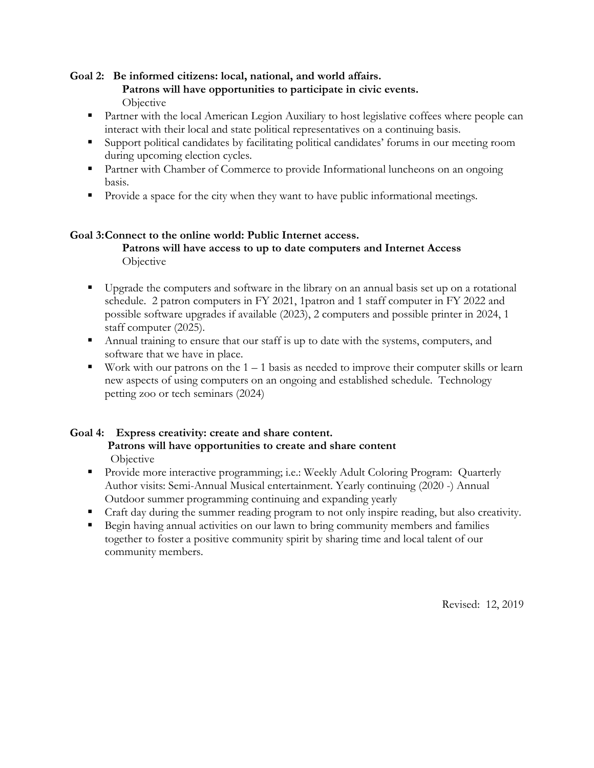**Goal 2: Be informed citizens: local, national, and world affairs.**

**Patrons will have opportunities to participate in civic events.**

Objective

- Partner with the local American Legion Auxiliary to host legislative coffees where people can interact with their local and state political representatives on a continuing basis.
- Support political candidates by facilitating political candidates' forums in our meeting room during upcoming election cycles.
- Partner with Chamber of Commerce to provide Informational luncheons on an ongoing basis.
- Provide a space for the city when they want to have public informational meetings.

**Goal 3: Connect to the online world: Public Internet access.**

**Patrons will have access to up to date computers and Internet Access**

Objective

- Upgrade the computers and software in the library on an annual basis set up on a rotational schedule. 2 patron computers in FY 2021, 1patron and 1 staff computer in FY 2022 and possible software upgrades if available (2023), 2 computers and possible printer in 2024, 1 staff computer (2025).
- Annual training to ensure that our staff is up to date with the systems, computers, and software that we have in place.
- Work with our patrons on the 1 – 1 basis as needed to improve their computer skills or learn new aspects of using computers on an ongoing and established schedule. Technology petting zoo or tech seminars (2024)

**Goal 4: Express creativity: create and share content.**

**Patrons will have opportunities to create and share content**

Objective

- Provide more interactive programming; i.e.: Weekly Adult Coloring Program: Quarterly Author visits: Semi-Annual Musical entertainment. Yearly continuing (2020 -) Annual Outdoor summer programming continuing and expanding yearly
- Craft day during the summer reading program to not only inspire reading, but also creativity.
- Begin having annual activities on our lawn to bring community members and families together to foster a positive community spirit by sharing time and local talent of our community members.

Revised: 12, 2019